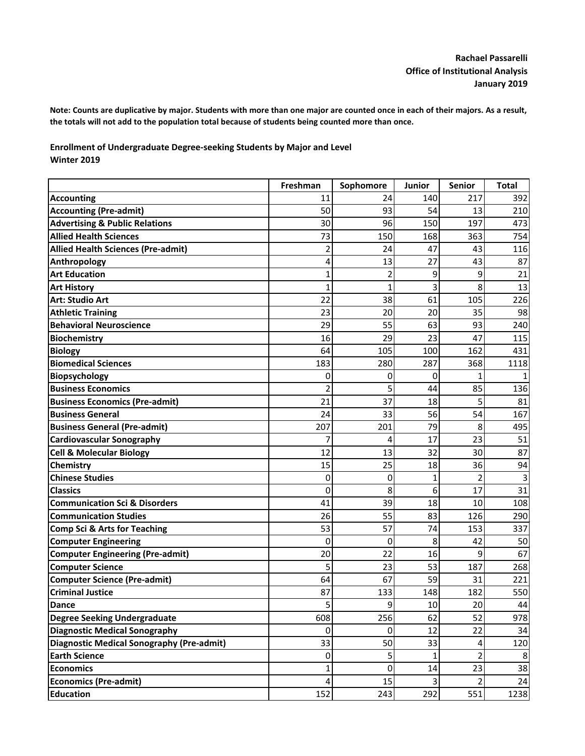**Rachael Passarelli**
**Office of Institutional Analysis**
**January 2019**

**Note: Counts are duplicative by major. Students with more than one major are counted once in each of their majors. As a result, the totals will not add to the population total because of students being counted more than once.**

**Enrollment of Undergraduate Degree-seeking Students by Major and Level**
**Winter 2019**

| | Freshman | Sophomore | Junior | Senior | Total |
|---|---|---|---|---|---|
| **Accounting** | 11 | 24 | 140 | 217 | 392 |
| **Accounting (Pre-admit)** | 50 | 93 | 54 | 13 | 210 |
| **Advertising & Public Relations** | 30 | 96 | 150 | 197 | 473 |
| **Allied Health Sciences** | 73 | 150 | 168 | 363 | 754 |
| **Allied Health Sciences (Pre-admit)** | 2 | 24 | 47 | 43 | 116 |
| **Anthropology** | 4 | 13 | 27 | 43 | 87 |
| **Art Education** | 1 | 2 | 9 | 9 | 21 |
| **Art History** | 1 | 1 | 3 | 8 | 13 |
| **Art: Studio Art** | 22 | 38 | 61 | 105 | 226 |
| **Athletic Training** | 23 | 20 | 20 | 35 | 98 |
| **Behavioral Neuroscience** | 29 | 55 | 63 | 93 | 240 |
| **Biochemistry** | 16 | 29 | 23 | 47 | 115 |
| **Biology** | 64 | 105 | 100 | 162 | 431 |
| **Biomedical Sciences** | 183 | 280 | 287 | 368 | 1118 |
| **Biopsychology** | 0 | 0 | 0 | 1 | 1 |
| **Business Economics** | 2 | 5 | 44 | 85 | 136 |
| **Business Economics (Pre-admit)** | 21 | 37 | 18 | 5 | 81 |
| **Business General** | 24 | 33 | 56 | 54 | 167 |
| **Business General (Pre-admit)** | 207 | 201 | 79 | 8 | 495 |
| **Cardiovascular Sonography** | 7 | 4 | 17 | 23 | 51 |
| **Cell & Molecular Biology** | 12 | 13 | 32 | 30 | 87 |
| **Chemistry** | 15 | 25 | 18 | 36 | 94 |
| **Chinese Studies** | 0 | 0 | 1 | 2 | 3 |
| **Classics** | 0 | 8 | 6 | 17 | 31 |
| **Communication Sci & Disorders** | 41 | 39 | 18 | 10 | 108 |
| **Communication Studies** | 26 | 55 | 83 | 126 | 290 |
| **Comp Sci & Arts for Teaching** | 53 | 57 | 74 | 153 | 337 |
| **Computer Engineering** | 0 | 0 | 8 | 42 | 50 |
| **Computer Engineering (Pre-admit)** | 20 | 22 | 16 | 9 | 67 |
| **Computer Science** | 5 | 23 | 53 | 187 | 268 |
| **Computer Science (Pre-admit)** | 64 | 67 | 59 | 31 | 221 |
| **Criminal Justice** | 87 | 133 | 148 | 182 | 550 |
| **Dance** | 5 | 9 | 10 | 20 | 44 |
| **Degree Seeking Undergraduate** | 608 | 256 | 62 | 52 | 978 |
| **Diagnostic Medical Sonography** | 0 | 0 | 12 | 22 | 34 |
| **Diagnostic Medical Sonography (Pre-admit)** | 33 | 50 | 33 | 4 | 120 |
| **Earth Science** | 0 | 5 | 1 | 2 | 8 |
| **Economics** | 1 | 0 | 14 | 23 | 38 |
| **Economics (Pre-admit)** | 4 | 15 | 3 | 2 | 24 |
| **Education** | 152 | 243 | 292 | 551 | 1238 |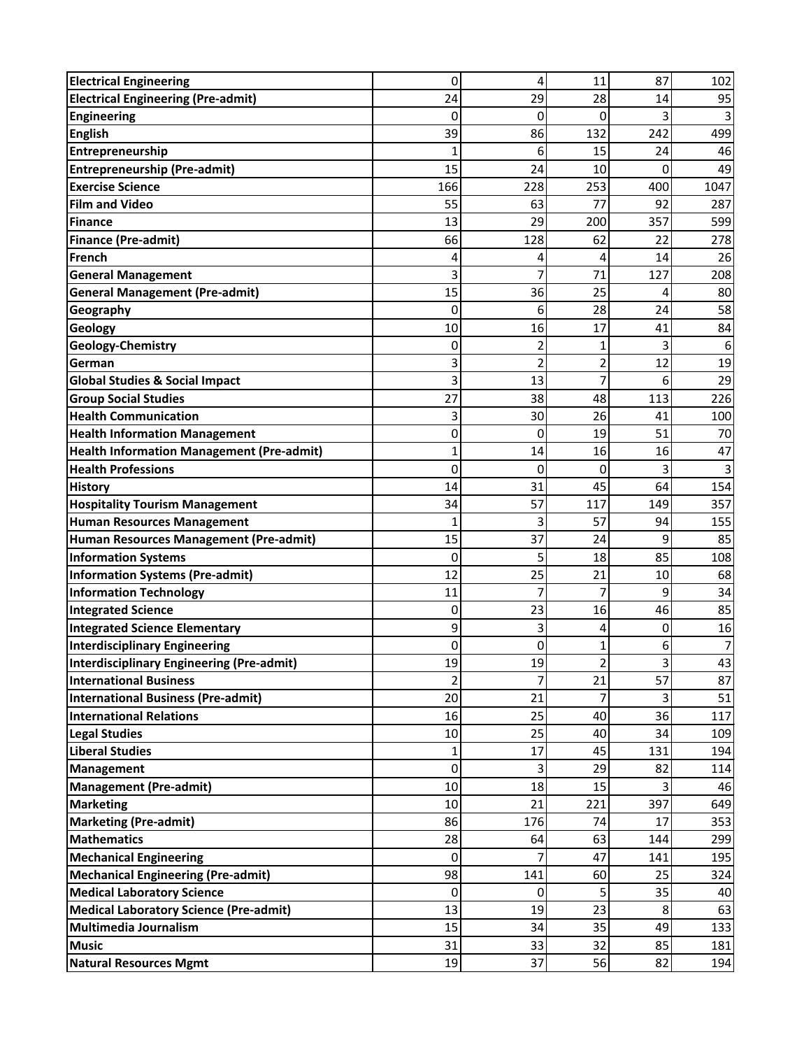| | | | | | |
|---|---|---|---|---|---|
| **Electrical Engineering** | 0 | 4 | 11 | 87 | 102 |
| **Electrical Engineering (Pre-admit)** | 24 | 29 | 28 | 14 | 95 |
| **Engineering** | 0 | 0 | 0 | 3 | 3 |
| **English** | 39 | 86 | 132 | 242 | 499 |
| **Entrepreneurship** | 1 | 6 | 15 | 24 | 46 |
| **Entrepreneurship (Pre-admit)** | 15 | 24 | 10 | 0 | 49 |
| **Exercise Science** | 166 | 228 | 253 | 400 | 1047 |
| **Film and Video** | 55 | 63 | 77 | 92 | 287 |
| **Finance** | 13 | 29 | 200 | 357 | 599 |
| **Finance (Pre-admit)** | 66 | 128 | 62 | 22 | 278 |
| **French** | 4 | 4 | 4 | 14 | 26 |
| **General Management** | 3 | 7 | 71 | 127 | 208 |
| **General Management (Pre-admit)** | 15 | 36 | 25 | 4 | 80 |
| **Geography** | 0 | 6 | 28 | 24 | 58 |
| **Geology** | 10 | 16 | 17 | 41 | 84 |
| **Geology-Chemistry** | 0 | 2 | 1 | 3 | 6 |
| **German** | 3 | 2 | 2 | 12 | 19 |
| **Global Studies & Social Impact** | 3 | 13 | 7 | 6 | 29 |
| **Group Social Studies** | 27 | 38 | 48 | 113 | 226 |
| **Health Communication** | 3 | 30 | 26 | 41 | 100 |
| **Health Information Management** | 0 | 0 | 19 | 51 | 70 |
| **Health Information Management (Pre-admit)** | 1 | 14 | 16 | 16 | 47 |
| **Health Professions** | 0 | 0 | 0 | 3 | 3 |
| **History** | 14 | 31 | 45 | 64 | 154 |
| **Hospitality Tourism Management** | 34 | 57 | 117 | 149 | 357 |
| **Human Resources Management** | 1 | 3 | 57 | 94 | 155 |
| **Human Resources Management (Pre-admit)** | 15 | 37 | 24 | 9 | 85 |
| **Information Systems** | 0 | 5 | 18 | 85 | 108 |
| **Information Systems (Pre-admit)** | 12 | 25 | 21 | 10 | 68 |
| **Information Technology** | 11 | 7 | 7 | 9 | 34 |
| **Integrated Science** | 0 | 23 | 16 | 46 | 85 |
| **Integrated Science Elementary** | 9 | 3 | 4 | 0 | 16 |
| **Interdisciplinary Engineering** | 0 | 0 | 1 | 6 | 7 |
| **Interdisciplinary Engineering (Pre-admit)** | 19 | 19 | 2 | 3 | 43 |
| **International Business** | 2 | 7 | 21 | 57 | 87 |
| **International Business (Pre-admit)** | 20 | 21 | 7 | 3 | 51 |
| **International Relations** | 16 | 25 | 40 | 36 | 117 |
| **Legal Studies** | 10 | 25 | 40 | 34 | 109 |
| **Liberal Studies** | 1 | 17 | 45 | 131 | 194 |
| **Management** | 0 | 3 | 29 | 82 | 114 |
| **Management (Pre-admit)** | 10 | 18 | 15 | 3 | 46 |
| **Marketing** | 10 | 21 | 221 | 397 | 649 |
| **Marketing (Pre-admit)** | 86 | 176 | 74 | 17 | 353 |
| **Mathematics** | 28 | 64 | 63 | 144 | 299 |
| **Mechanical Engineering** | 0 | 7 | 47 | 141 | 195 |
| **Mechanical Engineering (Pre-admit)** | 98 | 141 | 60 | 25 | 324 |
| **Medical Laboratory Science** | 0 | 0 | 5 | 35 | 40 |
| **Medical Laboratory Science (Pre-admit)** | 13 | 19 | 23 | 8 | 63 |
| **Multimedia Journalism** | 15 | 34 | 35 | 49 | 133 |
| **Music** | 31 | 33 | 32 | 85 | 181 |
| **Natural Resources Mgmt** | 19 | 37 | 56 | 82 | 194 |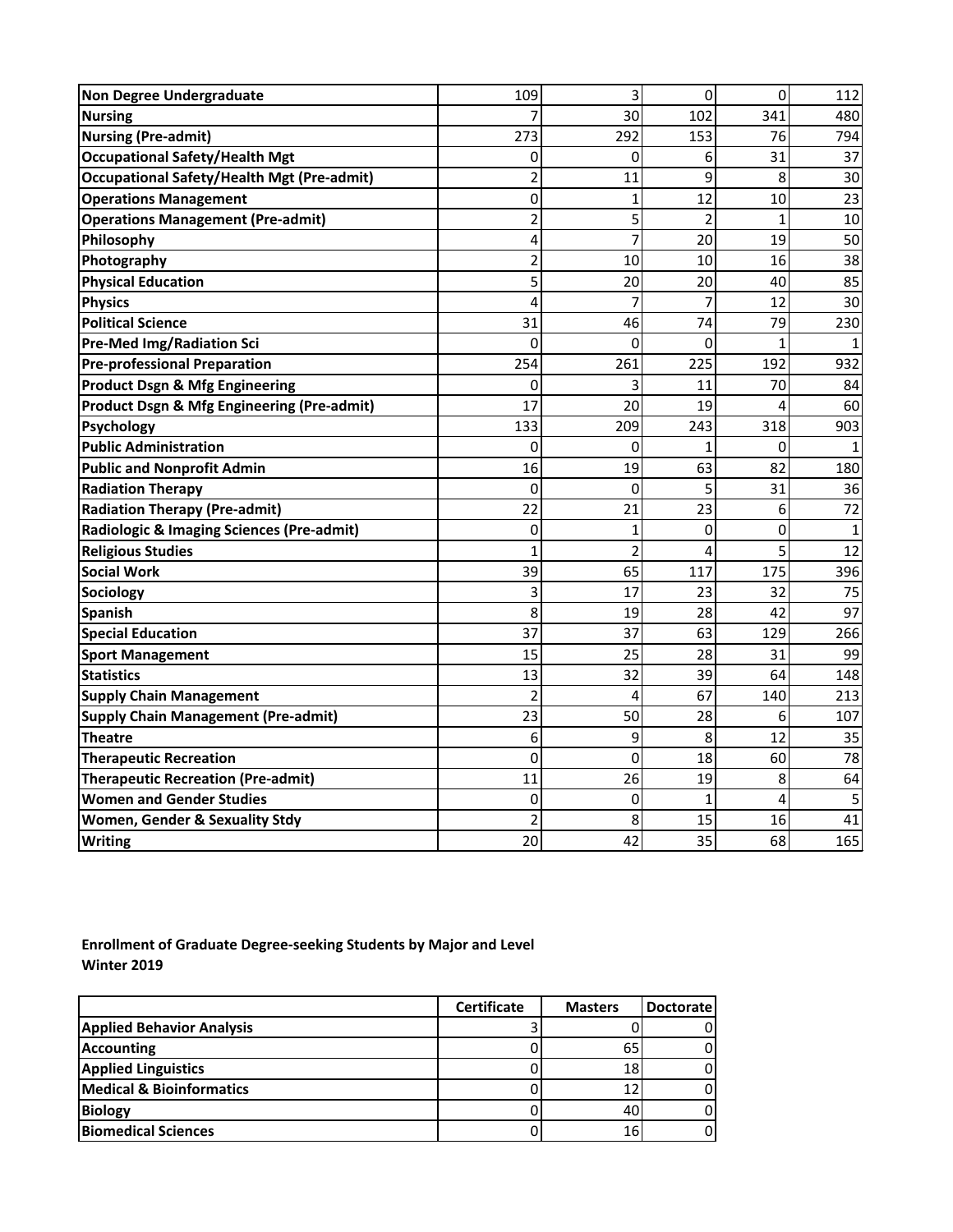| | | | | | |
|---|---|---|---|---|---|
| **Non Degree Undergraduate** | 109 | 3 | 0 | 0 | 112 |
| **Nursing** | 7 | 30 | 102 | 341 | 480 |
| **Nursing (Pre-admit)** | 273 | 292 | 153 | 76 | 794 |
| **Occupational Safety/Health Mgt** | 0 | 0 | 6 | 31 | 37 |
| **Occupational Safety/Health Mgt (Pre-admit)** | 2 | 11 | 9 | 8 | 30 |
| **Operations Management** | 0 | 1 | 12 | 10 | 23 |
| **Operations Management (Pre-admit)** | 2 | 5 | 2 | 1 | 10 |
| **Philosophy** | 4 | 7 | 20 | 19 | 50 |
| **Photography** | 2 | 10 | 10 | 16 | 38 |
| **Physical Education** | 5 | 20 | 20 | 40 | 85 |
| **Physics** | 4 | 7 | 7 | 12 | 30 |
| **Political Science** | 31 | 46 | 74 | 79 | 230 |
| **Pre-Med Img/Radiation Sci** | 0 | 0 | 0 | 1 | 1 |
| **Pre-professional Preparation** | 254 | 261 | 225 | 192 | 932 |
| **Product Dsgn & Mfg Engineering** | 0 | 3 | 11 | 70 | 84 |
| **Product Dsgn & Mfg Engineering (Pre-admit)** | 17 | 20 | 19 | 4 | 60 |
| **Psychology** | 133 | 209 | 243 | 318 | 903 |
| **Public Administration** | 0 | 0 | 1 | 0 | 1 |
| **Public and Nonprofit Admin** | 16 | 19 | 63 | 82 | 180 |
| **Radiation Therapy** | 0 | 0 | 5 | 31 | 36 |
| **Radiation Therapy (Pre-admit)** | 22 | 21 | 23 | 6 | 72 |
| **Radiologic & Imaging Sciences (Pre-admit)** | 0 | 1 | 0 | 0 | 1 |
| **Religious Studies** | 1 | 2 | 4 | 5 | 12 |
| **Social Work** | 39 | 65 | 117 | 175 | 396 |
| **Sociology** | 3 | 17 | 23 | 32 | 75 |
| **Spanish** | 8 | 19 | 28 | 42 | 97 |
| **Special Education** | 37 | 37 | 63 | 129 | 266 |
| **Sport Management** | 15 | 25 | 28 | 31 | 99 |
| **Statistics** | 13 | 32 | 39 | 64 | 148 |
| **Supply Chain Management** | 2 | 4 | 67 | 140 | 213 |
| **Supply Chain Management (Pre-admit)** | 23 | 50 | 28 | 6 | 107 |
| **Theatre** | 6 | 9 | 8 | 12 | 35 |
| **Therapeutic Recreation** | 0 | 0 | 18 | 60 | 78 |
| **Therapeutic Recreation (Pre-admit)** | 11 | 26 | 19 | 8 | 64 |
| **Women and Gender Studies** | 0 | 0 | 1 | 4 | 5 |
| **Women, Gender & Sexuality Stdy** | 2 | 8 | 15 | 16 | 41 |
| **Writing** | 20 | 42 | 35 | 68 | 165 |

**Enrollment of Graduate Degree-seeking Students by Major and Level**
**Winter 2019**

| | Certificate | Masters | Doctorate |
|---|---|---|---|
| **Applied Behavior Analysis** | 3 | 0 | 0 |
| **Accounting** | 0 | 65 | 0 |
| **Applied Linguistics** | 0 | 18 | 0 |
| **Medical & Bioinformatics** | 0 | 12 | 0 |
| **Biology** | 0 | 40 | 0 |
| **Biomedical Sciences** | 0 | 16 | 0 |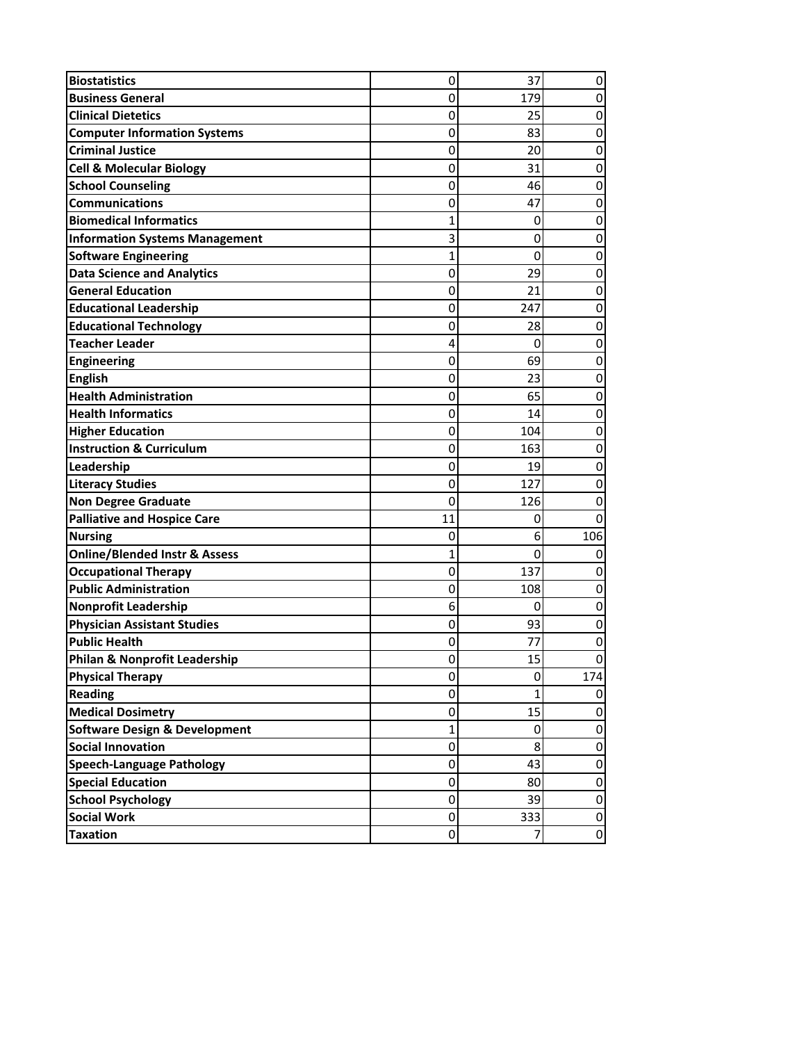| | | | |
|---|---|---|---|
| **Biostatistics** | 0 | 37 | 0 |
| **Business General** | 0 | 179 | 0 |
| **Clinical Dietetics** | 0 | 25 | 0 |
| **Computer Information Systems** | 0 | 83 | 0 |
| **Criminal Justice** | 0 | 20 | 0 |
| **Cell & Molecular Biology** | 0 | 31 | 0 |
| **School Counseling** | 0 | 46 | 0 |
| **Communications** | 0 | 47 | 0 |
| **Biomedical Informatics** | 1 | 0 | 0 |
| **Information Systems Management** | 3 | 0 | 0 |
| **Software Engineering** | 1 | 0 | 0 |
| **Data Science and Analytics** | 0 | 29 | 0 |
| **General Education** | 0 | 21 | 0 |
| **Educational Leadership** | 0 | 247 | 0 |
| **Educational Technology** | 0 | 28 | 0 |
| **Teacher Leader** | 4 | 0 | 0 |
| **Engineering** | 0 | 69 | 0 |
| **English** | 0 | 23 | 0 |
| **Health Administration** | 0 | 65 | 0 |
| **Health Informatics** | 0 | 14 | 0 |
| **Higher Education** | 0 | 104 | 0 |
| **Instruction & Curriculum** | 0 | 163 | 0 |
| **Leadership** | 0 | 19 | 0 |
| **Literacy Studies** | 0 | 127 | 0 |
| **Non Degree Graduate** | 0 | 126 | 0 |
| **Palliative and Hospice Care** | 11 | 0 | 0 |
| **Nursing** | 0 | 6 | 106 |
| **Online/Blended Instr & Assess** | 1 | 0 | 0 |
| **Occupational Therapy** | 0 | 137 | 0 |
| **Public Administration** | 0 | 108 | 0 |
| **Nonprofit Leadership** | 6 | 0 | 0 |
| **Physician Assistant Studies** | 0 | 93 | 0 |
| **Public Health** | 0 | 77 | 0 |
| **Philan & Nonprofit Leadership** | 0 | 15 | 0 |
| **Physical Therapy** | 0 | 0 | 174 |
| **Reading** | 0 | 1 | 0 |
| **Medical Dosimetry** | 0 | 15 | 0 |
| **Software Design & Development** | 1 | 0 | 0 |
| **Social Innovation** | 0 | 8 | 0 |
| **Speech-Language Pathology** | 0 | 43 | 0 |
| **Special Education** | 0 | 80 | 0 |
| **School Psychology** | 0 | 39 | 0 |
| **Social Work** | 0 | 333 | 0 |
| **Taxation** | 0 | 7 | 0 |